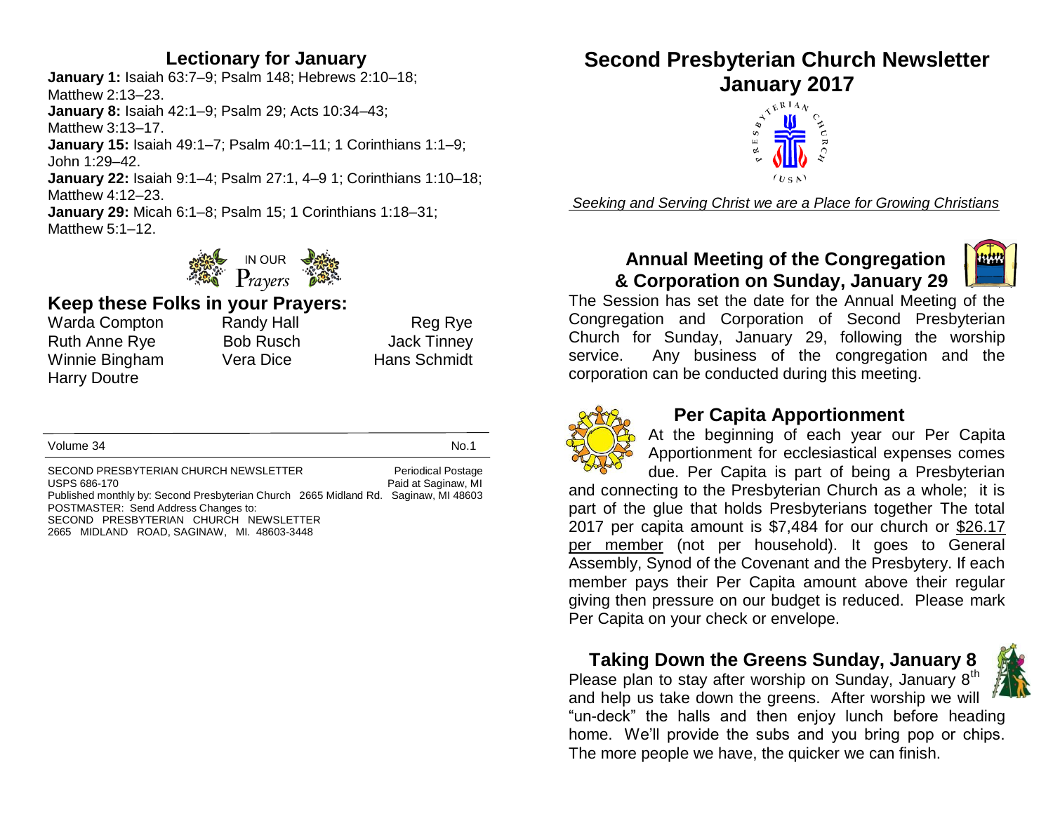## Lectionary for January

**January 1:** Isaiah 63:7–9; Psalm 148; Hebrews 2:10–18; Matthew 2:13–23.
**January 8:** Isaiah 42:1–9; Psalm 29; Acts 10:34–43; Matthew 3:13–17.
**January 15:** Isaiah 49:1–7; Psalm 40:1–11; 1 Corinthians 1:1–9; John 1:29–42.
**January 22:** Isaiah 9:1–4; Psalm 27:1, 4–9 1; Corinthians 1:10–18; Matthew 4:12–23.
**January 29:** Micah 6:1–8; Psalm 15; 1 Corinthians 1:18–31; Matthew 5:1–12.

IN OUR Prayers

## Keep these Folks in your Prayers:

| | | |
|---|---|---|
| Warda Compton | Randy Hall | Reg Rye |
| Ruth Anne Rye | Bob Rusch | Jack Tinney |
| Winnie Bingham | Vera Dice | Hans Schmidt |
| Harry Doutre | | |

Volume 34 No.1

SECOND PRESBYTERIAN CHURCH NEWSLETTER Periodical Postage
USPS 686-170 Paid at Saginaw, MI
Published monthly by: Second Presbyterian Church 2665 Midland Rd. Saginaw, MI 48603
POSTMASTER: Send Address Changes to:
SECOND PRESBYTERIAN CHURCH NEWSLETTER
2665 MIDLAND ROAD, SAGINAW, MI. 48603-3448

# Second Presbyterian Church Newsletter January 2017

PRESBYTERIAN CHURCH (USA)

*Seeking and Serving Christ we are a Place for Growing Christians*

## Annual Meeting of the Congregation & Corporation on Sunday, January 29

The Session has set the date for the Annual Meeting of the Congregation and Corporation of Second Presbyterian Church for Sunday, January 29, following the worship service. Any business of the congregation and the corporation can be conducted during this meeting.

## Per Capita Apportionment

At the beginning of each year our Per Capita Apportionment for ecclesiastical expenses comes due. Per Capita is part of being a Presbyterian and connecting to the Presbyterian Church as a whole; it is part of the glue that holds Presbyterians together The total 2017 per capita amount is $7,484 for our church or <u>$26.17 per member</u> (not per household). It goes to General Assembly, Synod of the Covenant and the Presbytery. If each member pays their Per Capita amount above their regular giving then pressure on our budget is reduced. Please mark Per Capita on your check or envelope.

## Taking Down the Greens Sunday, January 8

Please plan to stay after worship on Sunday, January 8th and help us take down the greens. After worship we will "un-deck" the halls and then enjoy lunch before heading home. We'll provide the subs and you bring pop or chips. The more people we have, the quicker we can finish.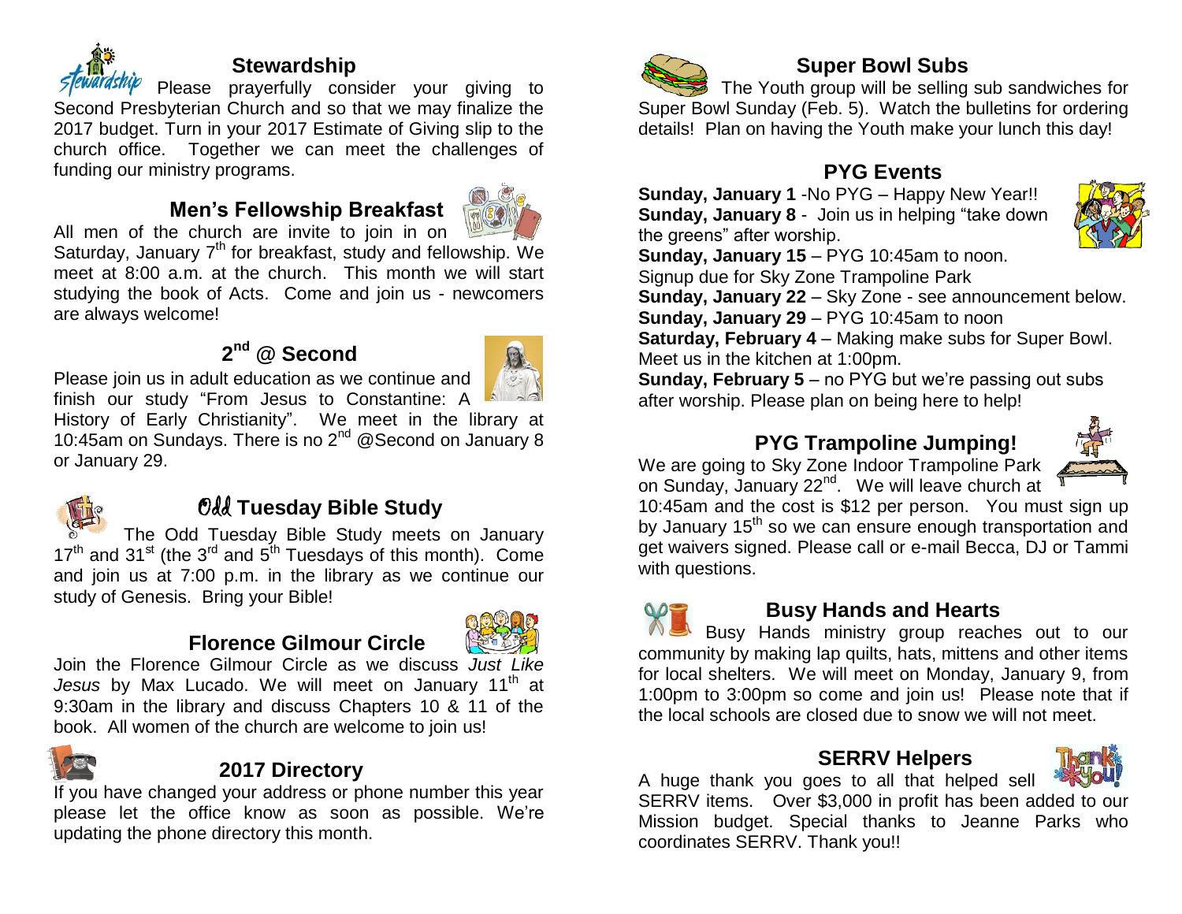## Stewardship

Please prayerfully consider your giving to Second Presbyterian Church and so that we may finalize the 2017 budget. Turn in your 2017 Estimate of Giving slip to the church office. Together we can meet the challenges of funding our ministry programs.

## Men's Fellowship Breakfast

All men of the church are invite to join in on Saturday, January 7th for breakfast, study and fellowship. We meet at 8:00 a.m. at the church. This month we will start studying the book of Acts. Come and join us - newcomers are always welcome!

## 2nd @ Second

Please join us in adult education as we continue and finish our study "From Jesus to Constantine: A History of Early Christianity". We meet in the library at 10:45am on Sundays. There is no 2nd @Second on January 8 or January 29.

## Odd Tuesday Bible Study

The Odd Tuesday Bible Study meets on January 17th and 31st (the 3rd and 5th Tuesdays of this month). Come and join us at 7:00 p.m. in the library as we continue our study of Genesis. Bring your Bible!

## Florence Gilmour Circle

Join the Florence Gilmour Circle as we discuss *Just Like Jesus* by Max Lucado. We will meet on January 11th at 9:30am in the library and discuss Chapters 10 & 11 of the book. All women of the church are welcome to join us!

## 2017 Directory

If you have changed your address or phone number this year please let the office know as soon as possible. We're updating the phone directory this month.

## Super Bowl Subs

The Youth group will be selling sub sandwiches for Super Bowl Sunday (Feb. 5). Watch the bulletins for ordering details! Plan on having the Youth make your lunch this day!

## PYG Events

**Sunday, January 1** -No PYG – Happy New Year!!
**Sunday, January 8** - Join us in helping "take down the greens" after worship.
**Sunday, January 15** – PYG 10:45am to noon.
Signup due for Sky Zone Trampoline Park
**Sunday, January 22** – Sky Zone - see announcement below.
**Sunday, January 29** – PYG 10:45am to noon
**Saturday, February 4** – Making make subs for Super Bowl. Meet us in the kitchen at 1:00pm.
**Sunday, February 5** – no PYG but we're passing out subs after worship. Please plan on being here to help!

## PYG Trampoline Jumping!

We are going to Sky Zone Indoor Trampoline Park on Sunday, January 22nd. We will leave church at 10:45am and the cost is $12 per person. You must sign up by January 15th so we can ensure enough transportation and get waivers signed. Please call or e-mail Becca, DJ or Tammi with questions.

## Busy Hands and Hearts

Busy Hands ministry group reaches out to our community by making lap quilts, hats, mittens and other items for local shelters. We will meet on Monday, January 9, from 1:00pm to 3:00pm so come and join us! Please note that if the local schools are closed due to snow we will not meet.

## SERRV Helpers

A huge thank you goes to all that helped sell SERRV items. Over $3,000 in profit has been added to our Mission budget. Special thanks to Jeanne Parks who coordinates SERRV. Thank you!!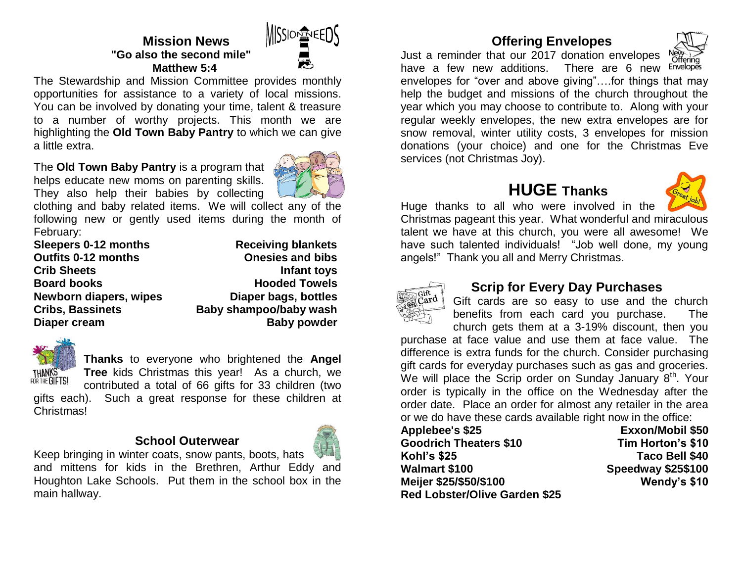## Mission News

**"Go also the second mile"**
**Matthew 5:4**

The Stewardship and Mission Committee provides monthly opportunities for assistance to a variety of local missions. You can be involved by donating your time, talent & treasure to a number of worthy projects. This month we are highlighting the **Old Town Baby Pantry** to which we can give a little extra.

The **Old Town Baby Pantry** is a program that helps educate new moms on parenting skills. They also help their babies by collecting clothing and baby related items. We will collect any of the following new or gently used items during the month of February:

| | |
|---|---|
| **Sleepers 0-12 months** | **Receiving blankets** |
| **Outfits 0-12 months** | **Onesies and bibs** |
| **Crib Sheets** | **Infant toys** |
| **Board books** | **Hooded Towels** |
| **Newborn diapers, wipes** | **Diaper bags, bottles** |
| **Cribs, Bassinets** | **Baby shampoo/baby wash** |
| **Diaper cream** | **Baby powder** |

**Thanks** to everyone who brightened the **Angel Tree** kids Christmas this year! As a church, we contributed a total of 66 gifts for 33 children (two gifts each). Such a great response for these children at Christmas!

### School Outerwear

Keep bringing in winter coats, snow pants, boots, hats and mittens for kids in the Brethren, Arthur Eddy and Houghton Lake Schools. Put them in the school box in the main hallway.

## Offering Envelopes

Just a reminder that our 2017 donation envelopes have a few new additions. There are 6 new envelopes for "over and above giving"….for things that may help the budget and missions of the church throughout the year which you may choose to contribute to. Along with your regular weekly envelopes, the new extra envelopes are for snow removal, winter utility costs, 3 envelopes for mission donations (your choice) and one for the Christmas Eve services (not Christmas Joy).

## HUGE Thanks

Huge thanks to all who were involved in the Christmas pageant this year. What wonderful and miraculous talent we have at this church, you were all awesome! We have such talented individuals! "Job well done, my young angels!" Thank you all and Merry Christmas.

### Scrip for Every Day Purchases

Gift cards are so easy to use and the church benefits from each card you purchase. The church gets them at a 3-19% discount, then you purchase at face value and use them at face value. The difference is extra funds for the church. Consider purchasing gift cards for everyday purchases such as gas and groceries. We will place the Scrip order on Sunday January 8th. Your order is typically in the office on the Wednesday after the order date. Place an order for almost any retailer in the area or we do have these cards available right now in the office:

| | |
|---|---|
| **Applebee's $25** | **Exxon/Mobil $50** |
| **Goodrich Theaters $10** | **Tim Horton's $10** |
| **Kohl's $25** | **Taco Bell $40** |
| **Walmart $100** | **Speedway $25$100** |
| **Meijer $25/$50/$100** | **Wendy's $10** |
| **Red Lobster/Olive Garden $25** | |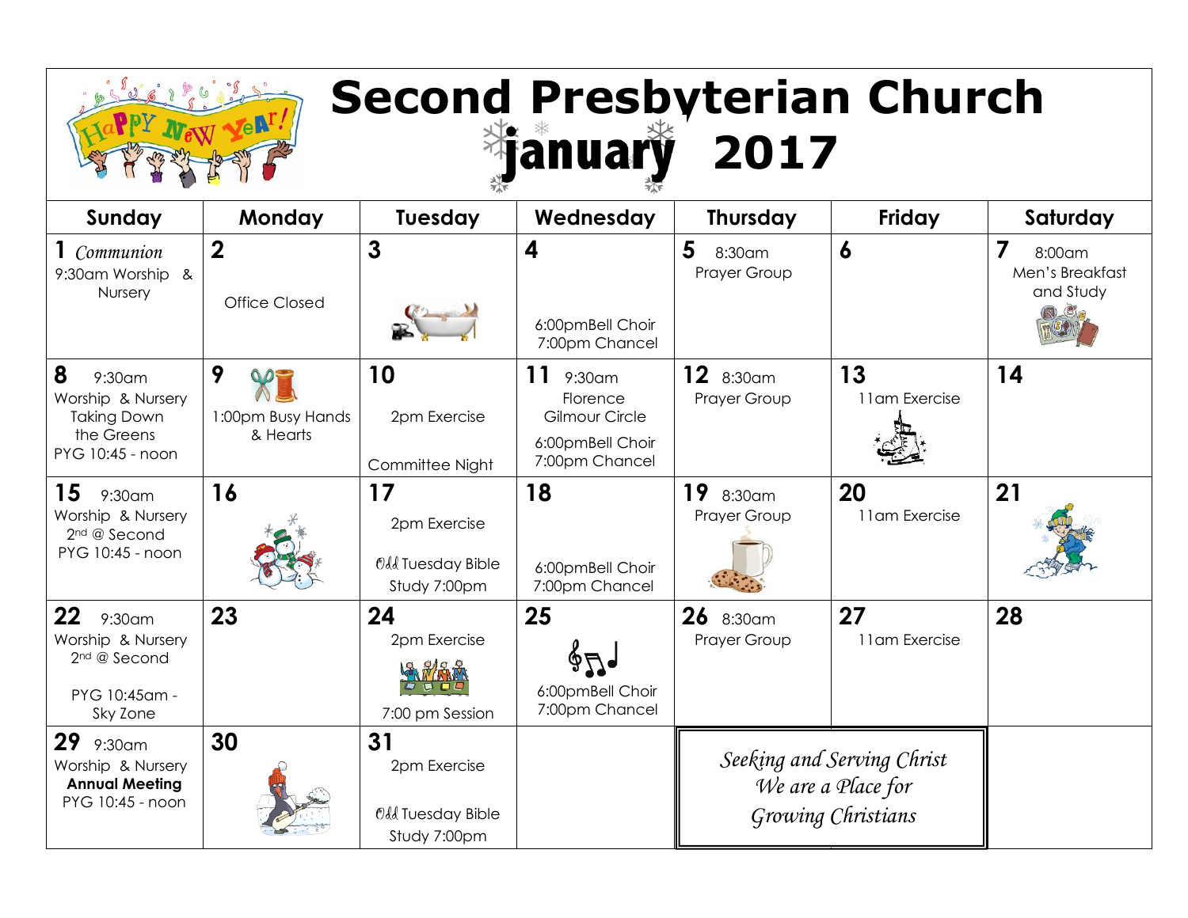# Second Presbyterian Church

## January 2017

| Sunday | Monday | Tuesday | Wednesday | Thursday | Friday | Saturday |
|---|---|---|---|---|---|---|
| **1** *Communion* 9:30am Worship & Nursery | **2** Office Closed | **3** | **4** 6:00pmBell Choir 7:00pm Chancel | **5** 8:30am Prayer Group | **6** | **7** 8:00am Men's Breakfast and Study |
| **8** 9:30am Worship & Nursery Taking Down the Greens PYG 10:45 - noon | **9** 1:00pm Busy Hands & Hearts | **10** 2pm Exercise Committee Night | **11** 9:30am Florence Gilmour Circle 6:00pmBell Choir 7:00pm Chancel | **12** 8:30am Prayer Group | **13** 11am Exercise | **14** |
| **15** 9:30am Worship & Nursery 2nd @ Second PYG 10:45 - noon | **16** | **17** 2pm Exercise *Odd* Tuesday Bible Study 7:00pm | **18** 6:00pmBell Choir 7:00pm Chancel | **19** 8:30am Prayer Group | **20** 11am Exercise | **21** |
| **22** 9:30am Worship & Nursery 2nd @ Second PYG 10:45am - Sky Zone | **23** | **24** 2pm Exercise 7:00 pm Session | **25** 6:00pmBell Choir 7:00pm Chancel | **26** 8:30am Prayer Group | **27** 11am Exercise | **28** |
| **29** 9:30am Worship & Nursery **Annual Meeting** PYG 10:45 - noon | **30** | **31** 2pm Exercise *Odd* Tuesday Bible Study 7:00pm | | *Seeking and Serving Christ We are a Place for Growing Christians* | | |